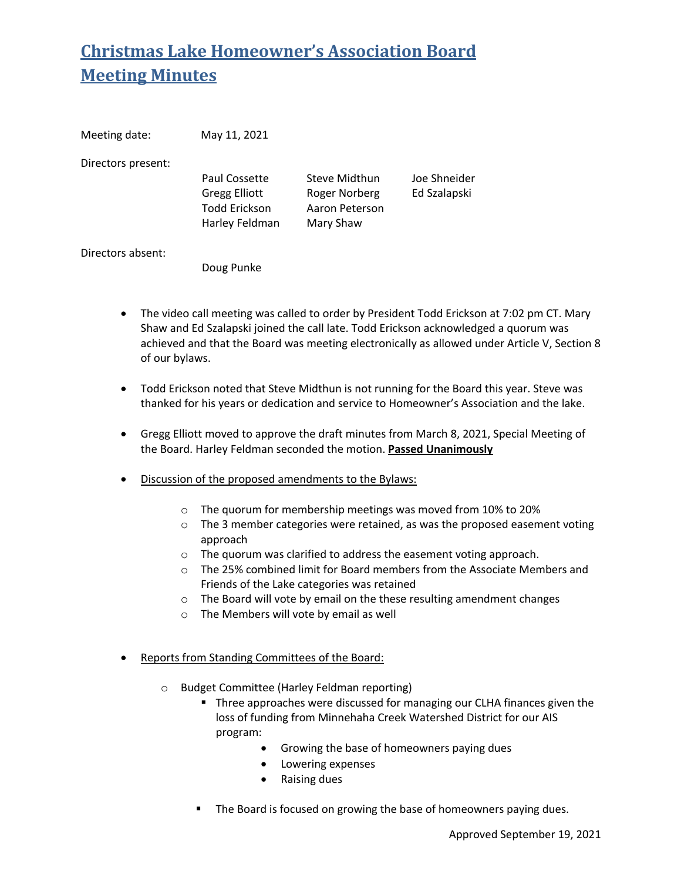# Christmas Lake Homeowner's Association Board Meeting Minutes

Meeting date: May 11, 2021

Directors present:

| | | |
|---|---|---|
| Paul Cossette | Steve Midthun | Joe Shneider |
| Gregg Elliott | Roger Norberg | Ed Szalapski |
| Todd Erickson | Aaron Peterson | |
| Harley Feldman | Mary Shaw | |

Directors absent:

Doug Punke

- The video call meeting was called to order by President Todd Erickson at 7:02 pm CT. Mary Shaw and Ed Szalapski joined the call late. Todd Erickson acknowledged a quorum was achieved and that the Board was meeting electronically as allowed under Article V, Section 8 of our bylaws.

- Todd Erickson noted that Steve Midthun is not running for the Board this year. Steve was thanked for his years or dedication and service to Homeowner's Association and the lake.

- Gregg Elliott moved to approve the draft minutes from March 8, 2021, Special Meeting of the Board. Harley Feldman seconded the motion. **<u>Passed Unanimously</u>**

- <u>Discussion of the proposed amendments to the Bylaws:</u>
  - The quorum for membership meetings was moved from 10% to 20%
  - The 3 member categories were retained, as was the proposed easement voting approach
  - The quorum was clarified to address the easement voting approach.
  - The 25% combined limit for Board members from the Associate Members and Friends of the Lake categories was retained
  - The Board will vote by email on the these resulting amendment changes
  - The Members will vote by email as well

- <u>Reports from Standing Committees of the Board:</u>
  - Budget Committee (Harley Feldman reporting)
    - Three approaches were discussed for managing our CLHA finances given the loss of funding from Minnehaha Creek Watershed District for our AIS program:
      - Growing the base of homeowners paying dues
      - Lowering expenses
      - Raising dues
    - The Board is focused on growing the base of homeowners paying dues.

Approved September 19, 2021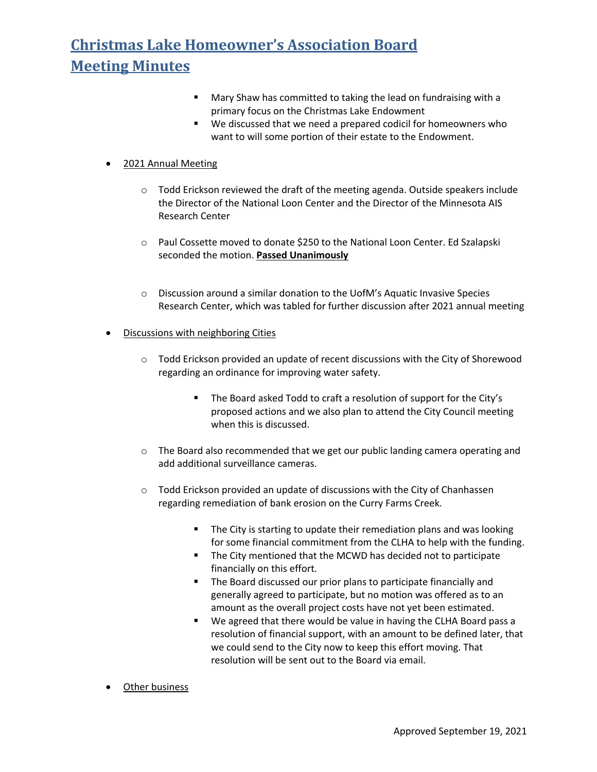# Christmas Lake Homeowner's Association Board Meeting Minutes

        - Mary Shaw has committed to taking the lead on fundraising with a primary focus on the Christmas Lake Endowment
        - We discussed that we need a prepared codicil for homeowners who want to will some portion of their estate to the Endowment.

- 2021 Annual Meeting

    - Todd Erickson reviewed the draft of the meeting agenda. Outside speakers include the Director of the National Loon Center and the Director of the Minnesota AIS Research Center

    - Paul Cossette moved to donate $250 to the National Loon Center. Ed Szalapski seconded the motion. **Passed Unanimously**

    - Discussion around a similar donation to the UofM's Aquatic Invasive Species Research Center, which was tabled for further discussion after 2021 annual meeting

- Discussions with neighboring Cities

    - Todd Erickson provided an update of recent discussions with the City of Shorewood regarding an ordinance for improving water safety.

        - The Board asked Todd to craft a resolution of support for the City's proposed actions and we also plan to attend the City Council meeting when this is discussed.

    - The Board also recommended that we get our public landing camera operating and add additional surveillance cameras.

    - Todd Erickson provided an update of discussions with the City of Chanhassen regarding remediation of bank erosion on the Curry Farms Creek.

        - The City is starting to update their remediation plans and was looking for some financial commitment from the CLHA to help with the funding.
        - The City mentioned that the MCWD has decided not to participate financially on this effort.
        - The Board discussed our prior plans to participate financially and generally agreed to participate, but no motion was offered as to an amount as the overall project costs have not yet been estimated.
        - We agreed that there would be value in having the CLHA Board pass a resolution of financial support, with an amount to be defined later, that we could send to the City now to keep this effort moving. That resolution will be sent out to the Board via email.

- Other business

Approved September 19, 2021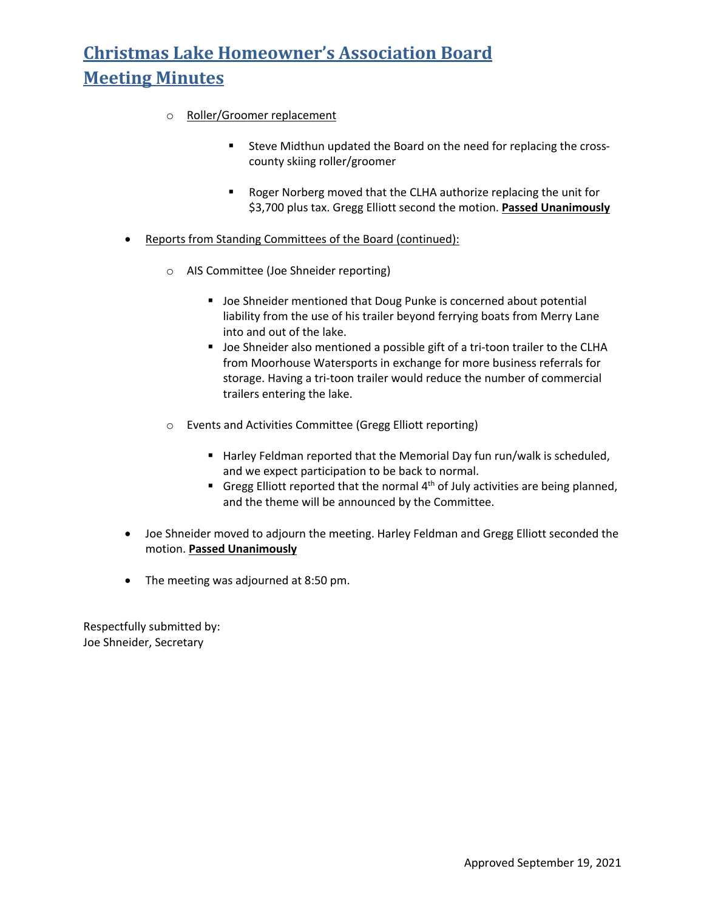# Christmas Lake Homeowner's Association Board Meeting Minutes

- Roller/Groomer replacement
    - Steve Midthun updated the Board on the need for replacing the cross-county skiing roller/groomer
    - Roger Norberg moved that the CLHA authorize replacing the unit for $3,700 plus tax. Gregg Elliott second the motion. **Passed Unanimously**

- Reports from Standing Committees of the Board (continued):
    - AIS Committee (Joe Shneider reporting)
        - Joe Shneider mentioned that Doug Punke is concerned about potential liability from the use of his trailer beyond ferrying boats from Merry Lane into and out of the lake.
        - Joe Shneider also mentioned a possible gift of a tri-toon trailer to the CLHA from Moorhouse Watersports in exchange for more business referrals for storage. Having a tri-toon trailer would reduce the number of commercial trailers entering the lake.
    - Events and Activities Committee (Gregg Elliott reporting)
        - Harley Feldman reported that the Memorial Day fun run/walk is scheduled, and we expect participation to be back to normal.
        - Gregg Elliott reported that the normal 4th of July activities are being planned, and the theme will be announced by the Committee.

- Joe Shneider moved to adjourn the meeting. Harley Feldman and Gregg Elliott seconded the motion. **Passed Unanimously**

- The meeting was adjourned at 8:50 pm.

Respectfully submitted by:
Joe Shneider, Secretary

Approved September 19, 2021